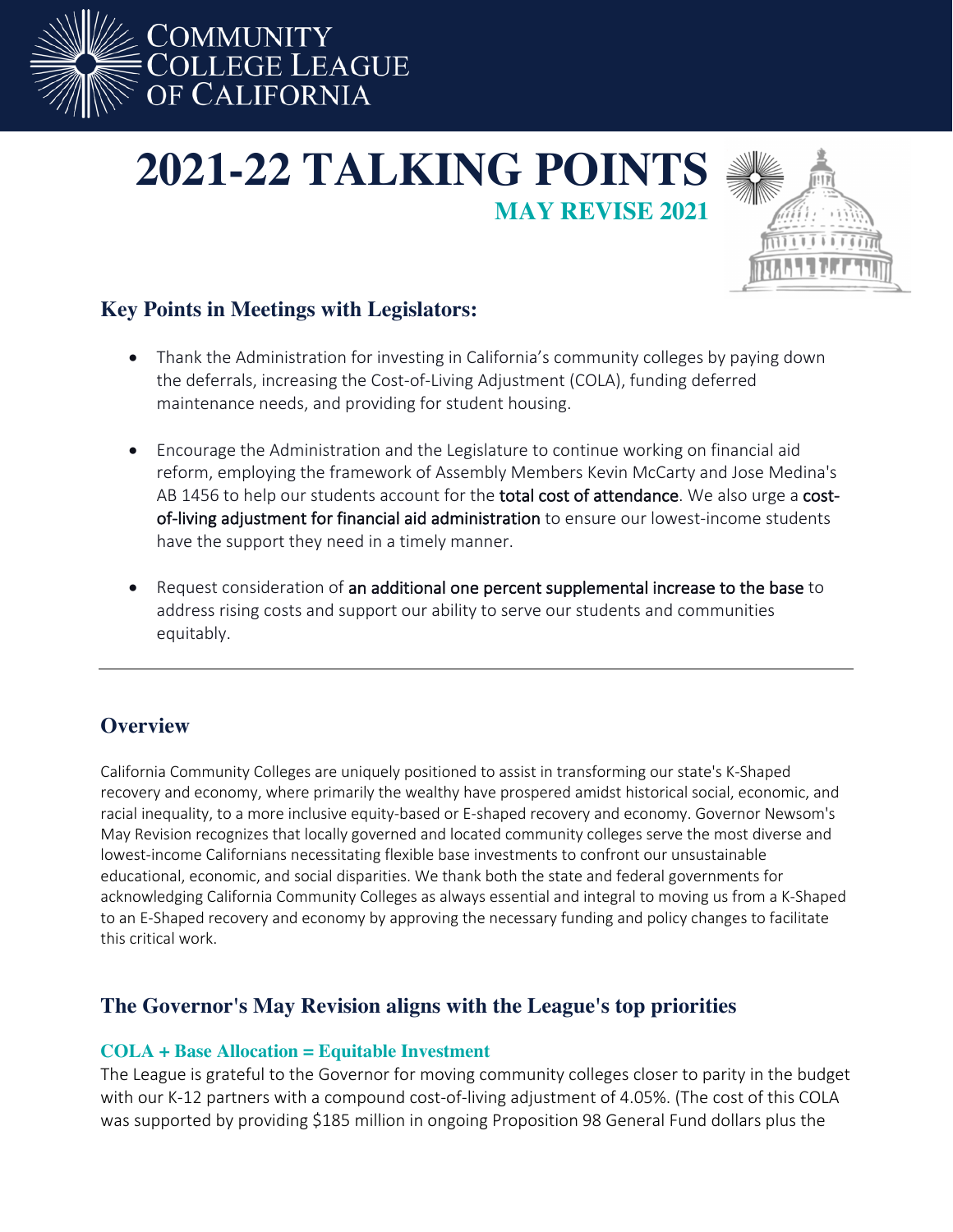COMMUNITY COLLEGE LEAGUE OF CALIFORNIA

# 2021-22 TALKING POINTS

## MAY REVISE 2021

### Key Points in Meetings with Legislators:

- Thank the Administration for investing in California's community colleges by paying down the deferrals, increasing the Cost-of-Living Adjustment (COLA), funding deferred maintenance needs, and providing for student housing.

- Encourage the Administration and the Legislature to continue working on financial aid reform, employing the framework of Assembly Members Kevin McCarty and Jose Medina's AB 1456 to help our students account for the total cost of attendance. We also urge a cost-of-living adjustment for financial aid administration to ensure our lowest-income students have the support they need in a timely manner.

- Request consideration of an additional one percent supplemental increase to the base to address rising costs and support our ability to serve our students and communities equitably.

---

## Overview

California Community Colleges are uniquely positioned to assist in transforming our state's K-Shaped recovery and economy, where primarily the wealthy have prospered amidst historical social, economic, and racial inequality, to a more inclusive equity-based or E-shaped recovery and economy. Governor Newsom's May Revision recognizes that locally governed and located community colleges serve the most diverse and lowest-income Californians necessitating flexible base investments to confront our unsustainable educational, economic, and social disparities. We thank both the state and federal governments for acknowledging California Community Colleges as always essential and integral to moving us from a K-Shaped to an E-Shaped recovery and economy by approving the necessary funding and policy changes to facilitate this critical work.

## The Governor's May Revision aligns with the League's top priorities

### COLA + Base Allocation = Equitable Investment

The League is grateful to the Governor for moving community colleges closer to parity in the budget with our K-12 partners with a compound cost-of-living adjustment of 4.05%. (The cost of this COLA was supported by providing $185 million in ongoing Proposition 98 General Fund dollars plus the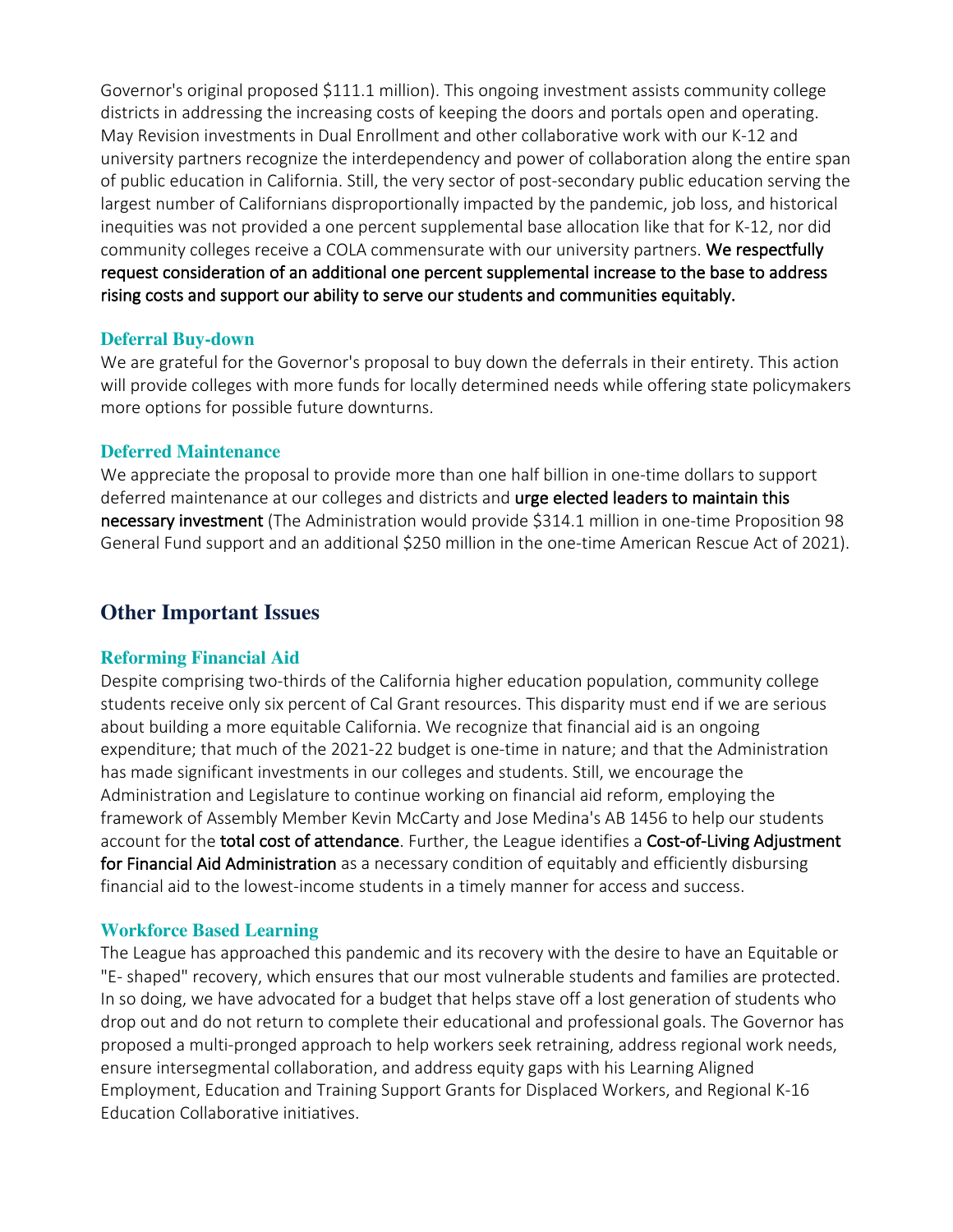Governor's original proposed $111.1 million). This ongoing investment assists community college districts in addressing the increasing costs of keeping the doors and portals open and operating. May Revision investments in Dual Enrollment and other collaborative work with our K-12 and university partners recognize the interdependency and power of collaboration along the entire span of public education in California. Still, the very sector of post-secondary public education serving the largest number of Californians disproportionally impacted by the pandemic, job loss, and historical inequities was not provided a one percent supplemental base allocation like that for K-12, nor did community colleges receive a COLA commensurate with our university partners. **We respectfully request consideration of an additional one percent supplemental increase to the base to address rising costs and support our ability to serve our students and communities equitably.**

### Deferral Buy-down

We are grateful for the Governor's proposal to buy down the deferrals in their entirety. This action will provide colleges with more funds for locally determined needs while offering state policymakers more options for possible future downturns.

### Deferred Maintenance

We appreciate the proposal to provide more than one half billion in one-time dollars to support deferred maintenance at our colleges and districts and **urge elected leaders to maintain this necessary investment** (The Administration would provide $314.1 million in one-time Proposition 98 General Fund support and an additional $250 million in the one-time American Rescue Act of 2021).

## Other Important Issues

### Reforming Financial Aid

Despite comprising two-thirds of the California higher education population, community college students receive only six percent of Cal Grant resources. This disparity must end if we are serious about building a more equitable California. We recognize that financial aid is an ongoing expenditure; that much of the 2021-22 budget is one-time in nature; and that the Administration has made significant investments in our colleges and students. Still, we encourage the Administration and Legislature to continue working on financial aid reform, employing the framework of Assembly Member Kevin McCarty and Jose Medina's AB 1456 to help our students account for the **total cost of attendance**. Further, the League identifies a **Cost-of-Living Adjustment for Financial Aid Administration** as a necessary condition of equitably and efficiently disbursing financial aid to the lowest-income students in a timely manner for access and success.

### Workforce Based Learning

The League has approached this pandemic and its recovery with the desire to have an Equitable or "E- shaped" recovery, which ensures that our most vulnerable students and families are protected. In so doing, we have advocated for a budget that helps stave off a lost generation of students who drop out and do not return to complete their educational and professional goals. The Governor has proposed a multi-pronged approach to help workers seek retraining, address regional work needs, ensure intersegmental collaboration, and address equity gaps with his Learning Aligned Employment, Education and Training Support Grants for Displaced Workers, and Regional K-16 Education Collaborative initiatives.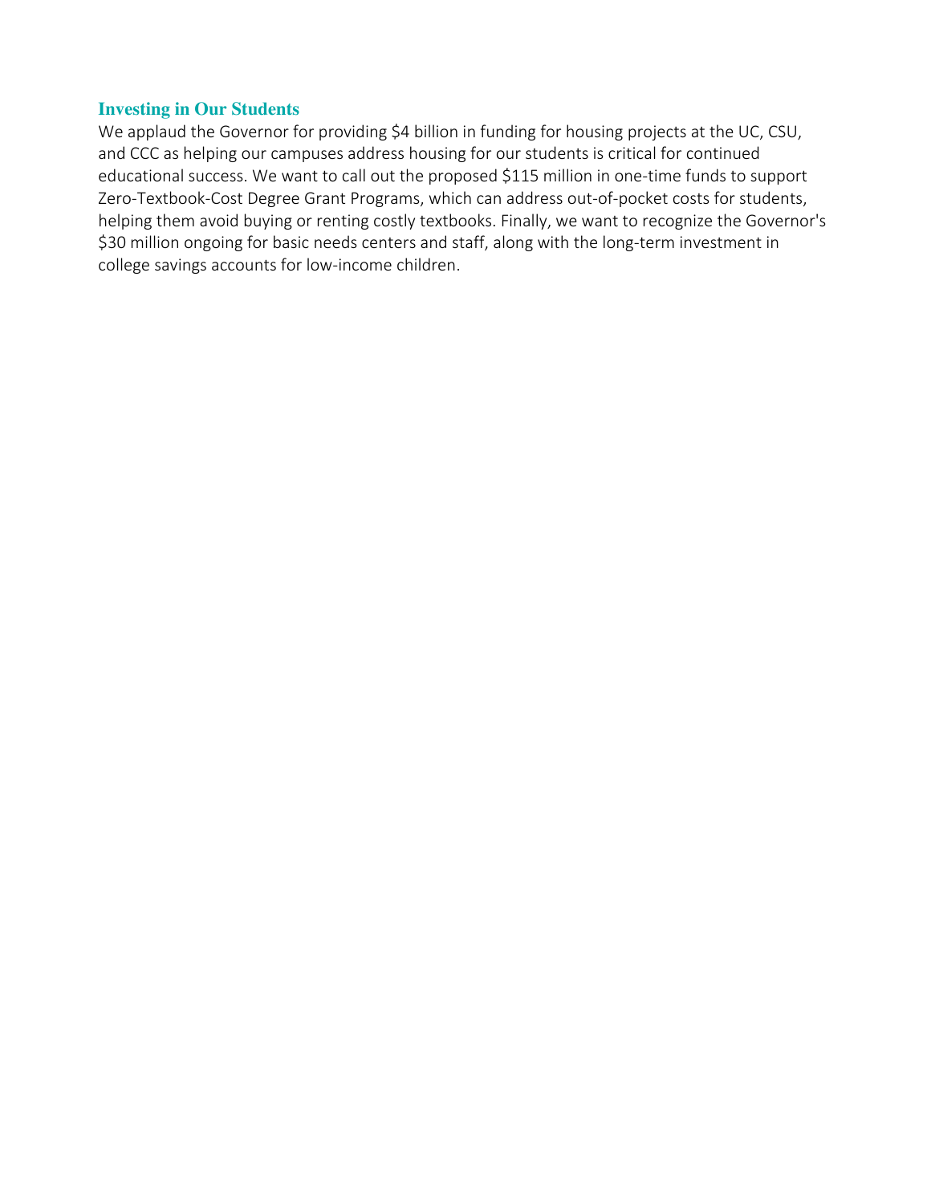### Investing in Our Students

We applaud the Governor for providing $4 billion in funding for housing projects at the UC, CSU, and CCC as helping our campuses address housing for our students is critical for continued educational success. We want to call out the proposed $115 million in one-time funds to support Zero-Textbook-Cost Degree Grant Programs, which can address out-of-pocket costs for students, helping them avoid buying or renting costly textbooks. Finally, we want to recognize the Governor's $30 million ongoing for basic needs centers and staff, along with the long-term investment in college savings accounts for low-income children.